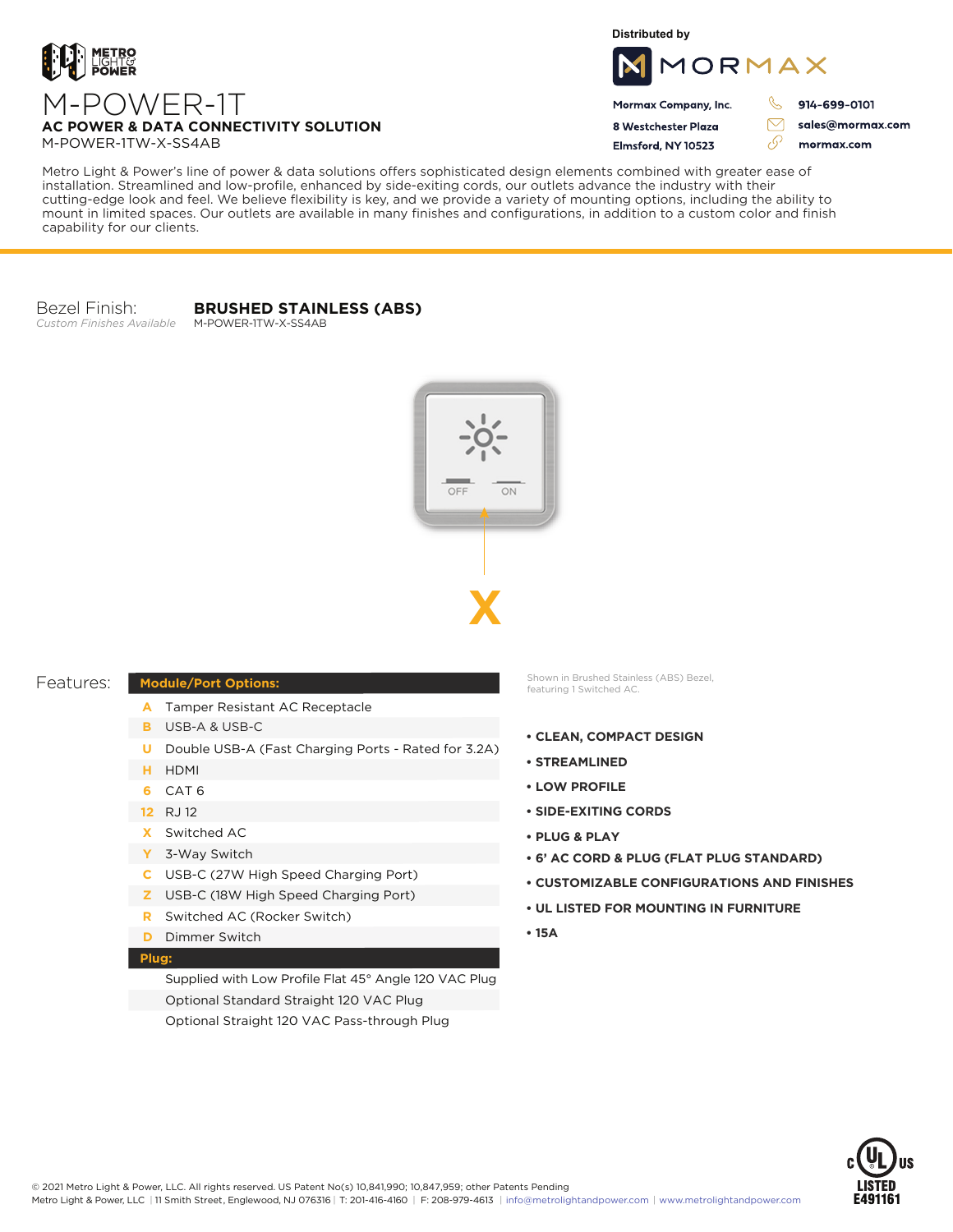METRO LIGHT & POWER

# M-POWER-1T

## AC POWER & DATA CONNECTIVITY SOLUTION

M-POWER-1TW-X-SS4AB

Distributed by

MORMAX

Mormax Company, Inc.
8 Westchester Plaza
Elmsford, NY 10523

914-699-0101
sales@mormax.com
mormax.com

Metro Light & Power's line of power & data solutions offers sophisticated design elements combined with greater ease of installation. Streamlined and low-profile, enhanced by side-exiting cords, our outlets advance the industry with their cutting-edge look and feel. We believe flexibility is key, and we provide a variety of mounting options, including the ability to mount in limited spaces. Our outlets are available in many finishes and configurations, in addition to a custom color and finish capability for our clients.

Bezel Finish: **BRUSHED STAINLESS (ABS)**
*Custom Finishes Available*
M-POWER-1TW-X-SS4AB

OFF ON

X

Shown in Brushed Stainless (ABS) Bezel, featuring 1 Switched AC.

## Features:

| Module/Port Options: | |
|---|---|
| A | Tamper Resistant AC Receptacle |
| B | USB-A & USB-C |
| U | Double USB-A (Fast Charging Ports - Rated for 3.2A) |
| H | HDMI |
| 6 | CAT 6 |
| 12 | RJ 12 |
| X | Switched AC |
| Y | 3-Way Switch |
| C | USB-C (27W High Speed Charging Port) |
| Z | USB-C (18W High Speed Charging Port) |
| R | Switched AC (Rocker Switch) |
| D | Dimmer Switch |
| **Plug:** | |
| | Supplied with Low Profile Flat 45° Angle 120 VAC Plug |
| | Optional Standard Straight 120 VAC Plug |
| | Optional Straight 120 VAC Pass-through Plug |

- CLEAN, COMPACT DESIGN
- STREAMLINED
- LOW PROFILE
- SIDE-EXITING CORDS
- PLUG & PLAY
- 6' AC CORD & PLUG (FLAT PLUG STANDARD)
- CUSTOMIZABLE CONFIGURATIONS AND FINISHES
- UL LISTED FOR MOUNTING IN FURNITURE
- 15A

c UL us LISTED E491161

© 2021 Metro Light & Power, LLC. All rights reserved. US Patent No(s) 10,841,990; 10,847,959; other Patents Pending
Metro Light & Power, LLC | 11 Smith Street, Englewood, NJ 076316 | T: 201-416-4160 | F: 208-979-4613 | info@metrolightandpower.com | www.metrolightandpower.com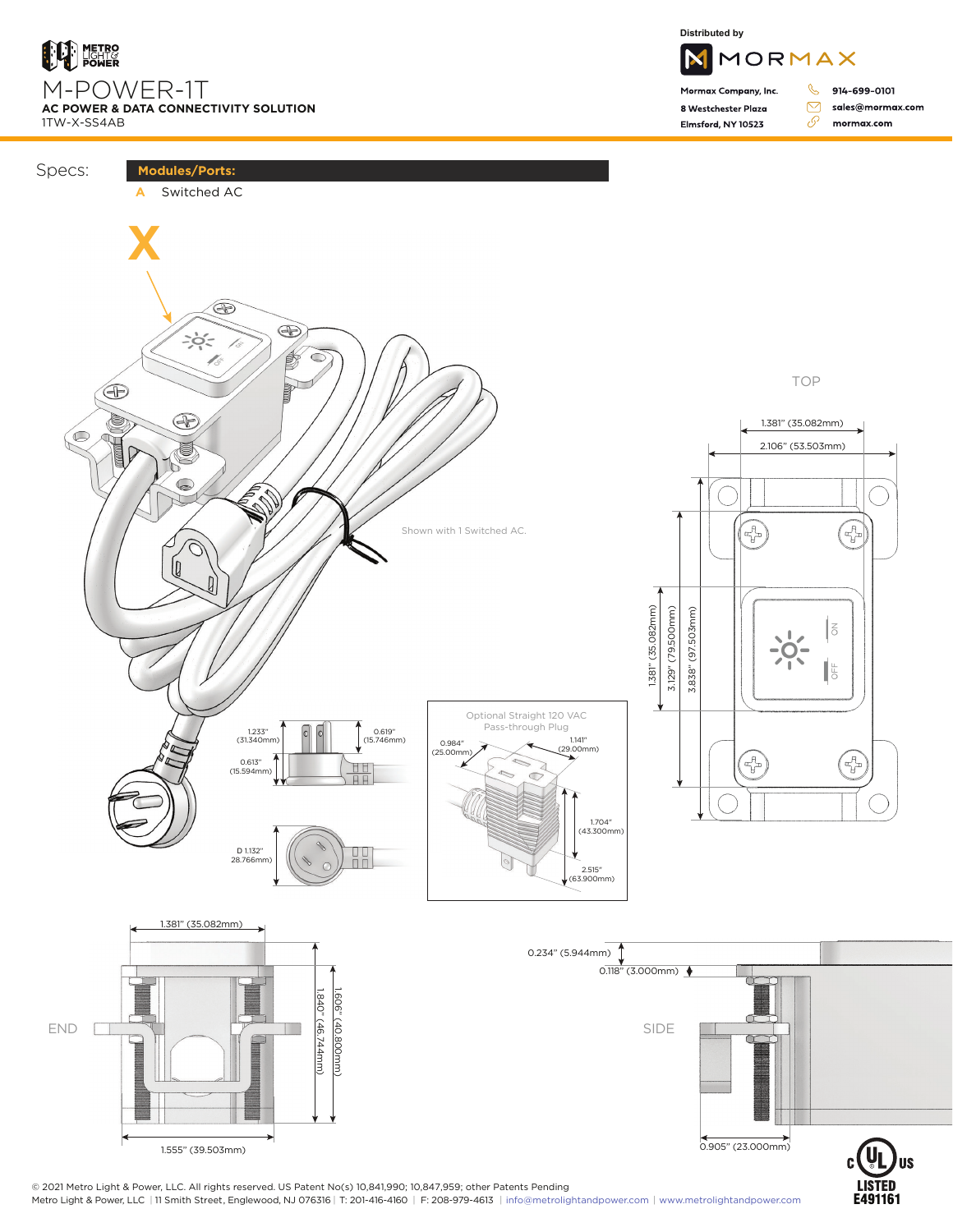METRO LIGHT & POWER

# M-POWER-1T

**AC POWER & DATA CONNECTIVITY SOLUTION**

1TW-X-SS4AB

Distributed by

MORMAX

Mormax Company, Inc.
8 Westchester Plaza
Elmsford, NY 10523

914-699-0101
sales@mormax.com
mormax.com

Specs:

**Modules/Ports:**

A Switched AC

X

Shown with 1 Switched AC.

1.233" (31.340mm)
0.619" (15.746mm)
0.613" (15.594mm)

D 1.132" 28.766mm)

Optional Straight 120 VAC Pass-through Plug

0.984" (25.00mm)
1.141" (29.00mm)
1.704" (43.300mm)
2.515" (63.900mm)

TOP

1.381" (35.082mm)
2.106" (53.503mm)
1.381" (35.082mm)
3.129" (79.500mm)
3.838" (97.503mm)

END

1.381" (35.082mm)
1.840" (46.744mm)
1.606" (40.800mm)
1.555" (39.503mm)

SIDE

0.234" (5.944mm)
0.118" (3.000mm)
0.905" (23.000mm)

c UL us LISTED E491161

© 2021 Metro Light & Power, LLC. All rights reserved. US Patent No(s) 10,841,990; 10,847,959; other Patents Pending
Metro Light & Power, LLC | 11 Smith Street, Englewood, NJ 076316 | T: 201-416-4160 | F: 208-979-4613 | info@metrolightandpower.com | www.metrolightandpower.com